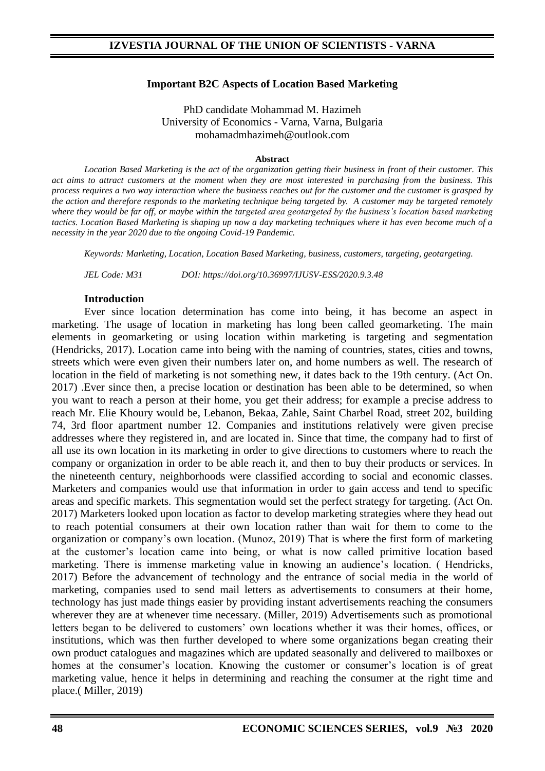## Important B2C Aspects of Location Based Marketing

PhD candidate Mohammad M. Hazimeh
University of Economics - Varna, Varna, Bulgaria
mohamadmhazimeh@outlook.com

**Abstract**

*Location Based Marketing is the act of the organization getting their business in front of their customer. This act aims to attract customers at the moment when they are most interested in purchasing from the business. This process requires a two way interaction where the business reaches out for the customer and the customer is grasped by the action and therefore responds to the marketing technique being targeted by. A customer may be targeted remotely where they would be far off, or maybe within the targeted area geotargeted by the business's location based marketing tactics. Location Based Marketing is shaping up now a day marketing techniques where it has even become much of a necessity in the year 2020 due to the ongoing Covid-19 Pandemic.*

*Keywords: Marketing, Location, Location Based Marketing, business, customers, targeting, geotargeting.*

*JEL Code: M31* *DOI: https://doi.org/10.36997/IJUSV-ESS/2020.9.3.48*

### Introduction

Ever since location determination has come into being, it has become an aspect in marketing. The usage of location in marketing has long been called geomarketing. The main elements in geomarketing or using location within marketing is targeting and segmentation (Hendricks, 2017). Location came into being with the naming of countries, states, cities and towns, streets which were even given their numbers later on, and home numbers as well. The research of location in the field of marketing is not something new, it dates back to the 19th century. (Act On. 2017) .Ever since then, a precise location or destination has been able to be determined, so when you want to reach a person at their home, you get their address; for example a precise address to reach Mr. Elie Khoury would be, Lebanon, Bekaa, Zahle, Saint Charbel Road, street 202, building 74, 3rd floor apartment number 12. Companies and institutions relatively were given precise addresses where they registered in, and are located in. Since that time, the company had to first of all use its own location in its marketing in order to give directions to customers where to reach the company or organization in order to be able reach it, and then to buy their products or services. In the nineteenth century, neighborhoods were classified according to social and economic classes. Marketers and companies would use that information in order to gain access and tend to specific areas and specific markets. This segmentation would set the perfect strategy for targeting. (Act On. 2017) Marketers looked upon location as factor to develop marketing strategies where they head out to reach potential consumers at their own location rather than wait for them to come to the organization or company's own location. (Munoz, 2019) That is where the first form of marketing at the customer's location came into being, or what is now called primitive location based marketing. There is immense marketing value in knowing an audience's location. ( Hendricks, 2017) Before the advancement of technology and the entrance of social media in the world of marketing, companies used to send mail letters as advertisements to consumers at their home, technology has just made things easier by providing instant advertisements reaching the consumers wherever they are at whenever time necessary. (Miller, 2019) Advertisements such as promotional letters began to be delivered to customers' own locations whether it was their homes, offices, or institutions, which was then further developed to where some organizations began creating their own product catalogues and magazines which are updated seasonally and delivered to mailboxes or homes at the consumer's location. Knowing the customer or consumer's location is of great marketing value, hence it helps in determining and reaching the consumer at the right time and place.( Miller, 2019)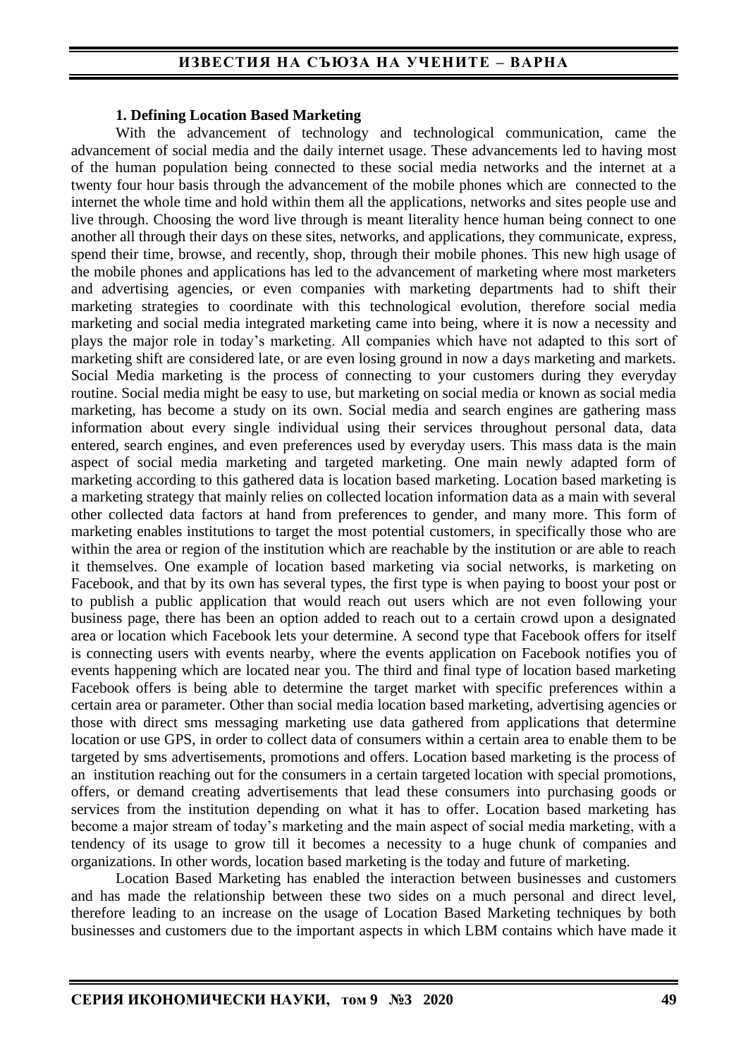### 1. Defining Location Based Marketing

With the advancement of technology and technological communication, came the advancement of social media and the daily internet usage. These advancements led to having most of the human population being connected to these social media networks and the internet at a twenty four hour basis through the advancement of the mobile phones which are connected to the internet the whole time and hold within them all the applications, networks and sites people use and live through. Choosing the word live through is meant literality hence human being connect to one another all through their days on these sites, networks, and applications, they communicate, express, spend their time, browse, and recently, shop, through their mobile phones. This new high usage of the mobile phones and applications has led to the advancement of marketing where most marketers and advertising agencies, or even companies with marketing departments had to shift their marketing strategies to coordinate with this technological evolution, therefore social media marketing and social media integrated marketing came into being, where it is now a necessity and plays the major role in today's marketing. All companies which have not adapted to this sort of marketing shift are considered late, or are even losing ground in now a days marketing and markets. Social Media marketing is the process of connecting to your customers during they everyday routine. Social media might be easy to use, but marketing on social media or known as social media marketing, has become a study on its own. Social media and search engines are gathering mass information about every single individual using their services throughout personal data, data entered, search engines, and even preferences used by everyday users. This mass data is the main aspect of social media marketing and targeted marketing. One main newly adapted form of marketing according to this gathered data is location based marketing. Location based marketing is a marketing strategy that mainly relies on collected location information data as a main with several other collected data factors at hand from preferences to gender, and many more. This form of marketing enables institutions to target the most potential customers, in specifically those who are within the area or region of the institution which are reachable by the institution or are able to reach it themselves. One example of location based marketing via social networks, is marketing on Facebook, and that by its own has several types, the first type is when paying to boost your post or to publish a public application that would reach out users which are not even following your business page, there has been an option added to reach out to a certain crowd upon a designated area or location which Facebook lets your determine. A second type that Facebook offers for itself is connecting users with events nearby, where the events application on Facebook notifies you of events happening which are located near you. The third and final type of location based marketing Facebook offers is being able to determine the target market with specific preferences within a certain area or parameter. Other than social media location based marketing, advertising agencies or those with direct sms messaging marketing use data gathered from applications that determine location or use GPS, in order to collect data of consumers within a certain area to enable them to be targeted by sms advertisements, promotions and offers. Location based marketing is the process of an institution reaching out for the consumers in a certain targeted location with special promotions, offers, or demand creating advertisements that lead these consumers into purchasing goods or services from the institution depending on what it has to offer. Location based marketing has become a major stream of today's marketing and the main aspect of social media marketing, with a tendency of its usage to grow till it becomes a necessity to a huge chunk of companies and organizations. In other words, location based marketing is the today and future of marketing.

Location Based Marketing has enabled the interaction between businesses and customers and has made the relationship between these two sides on a much personal and direct level, therefore leading to an increase on the usage of Location Based Marketing techniques by both businesses and customers due to the important aspects in which LBM contains which have made it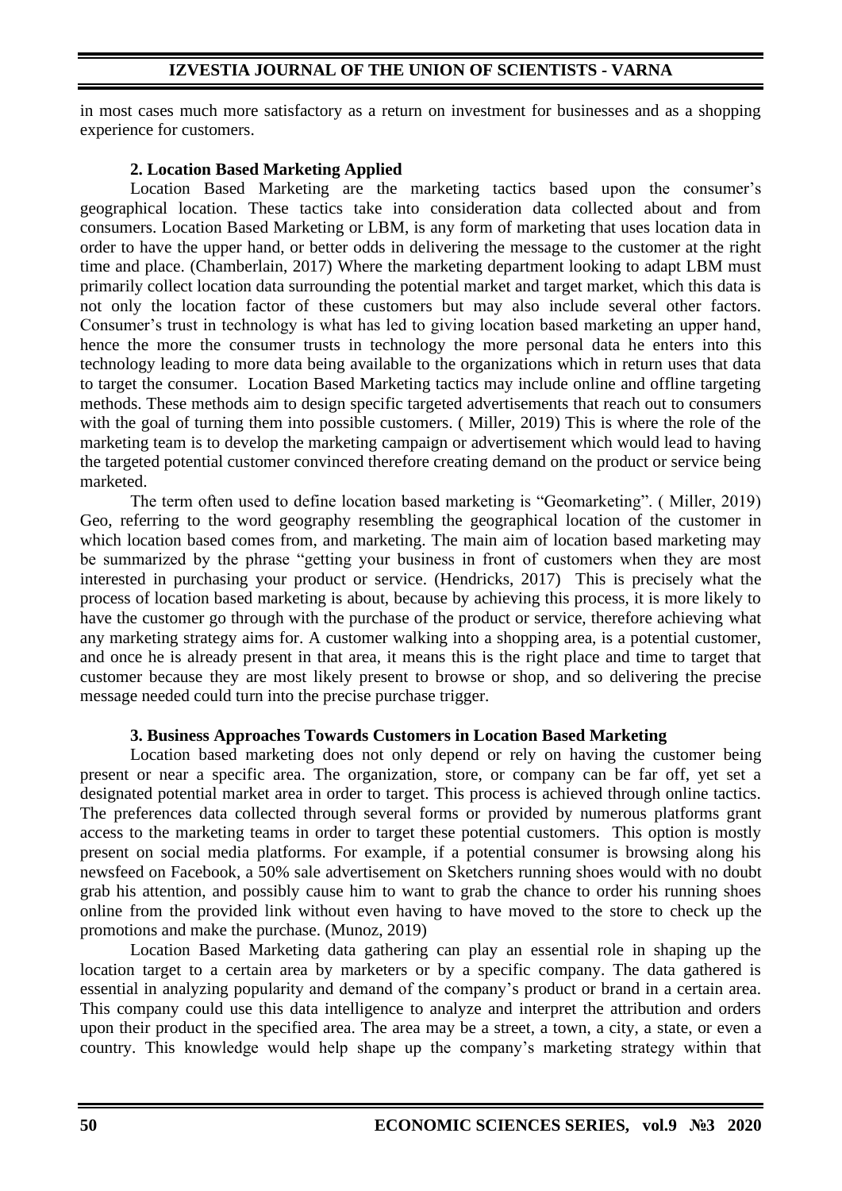in most cases much more satisfactory as a return on investment for businesses and as a shopping experience for customers.

## 2. Location Based Marketing Applied

Location Based Marketing are the marketing tactics based upon the consumer's geographical location. These tactics take into consideration data collected about and from consumers. Location Based Marketing or LBM, is any form of marketing that uses location data in order to have the upper hand, or better odds in delivering the message to the customer at the right time and place. (Chamberlain, 2017) Where the marketing department looking to adapt LBM must primarily collect location data surrounding the potential market and target market, which this data is not only the location factor of these customers but may also include several other factors. Consumer's trust in technology is what has led to giving location based marketing an upper hand, hence the more the consumer trusts in technology the more personal data he enters into this technology leading to more data being available to the organizations which in return uses that data to target the consumer. Location Based Marketing tactics may include online and offline targeting methods. These methods aim to design specific targeted advertisements that reach out to consumers with the goal of turning them into possible customers. ( Miller, 2019) This is where the role of the marketing team is to develop the marketing campaign or advertisement which would lead to having the targeted potential customer convinced therefore creating demand on the product or service being marketed.

The term often used to define location based marketing is "Geomarketing". ( Miller, 2019) Geo, referring to the word geography resembling the geographical location of the customer in which location based comes from, and marketing. The main aim of location based marketing may be summarized by the phrase "getting your business in front of customers when they are most interested in purchasing your product or service. (Hendricks, 2017) This is precisely what the process of location based marketing is about, because by achieving this process, it is more likely to have the customer go through with the purchase of the product or service, therefore achieving what any marketing strategy aims for. A customer walking into a shopping area, is a potential customer, and once he is already present in that area, it means this is the right place and time to target that customer because they are most likely present to browse or shop, and so delivering the precise message needed could turn into the precise purchase trigger.

## 3. Business Approaches Towards Customers in Location Based Marketing

Location based marketing does not only depend or rely on having the customer being present or near a specific area. The organization, store, or company can be far off, yet set a designated potential market area in order to target. This process is achieved through online tactics. The preferences data collected through several forms or provided by numerous platforms grant access to the marketing teams in order to target these potential customers. This option is mostly present on social media platforms. For example, if a potential consumer is browsing along his newsfeed on Facebook, a 50% sale advertisement on Sketchers running shoes would with no doubt grab his attention, and possibly cause him to want to grab the chance to order his running shoes online from the provided link without even having to have moved to the store to check up the promotions and make the purchase. (Munoz, 2019)

Location Based Marketing data gathering can play an essential role in shaping up the location target to a certain area by marketers or by a specific company. The data gathered is essential in analyzing popularity and demand of the company's product or brand in a certain area. This company could use this data intelligence to analyze and interpret the attribution and orders upon their product in the specified area. The area may be a street, a town, a city, a state, or even a country. This knowledge would help shape up the company's marketing strategy within that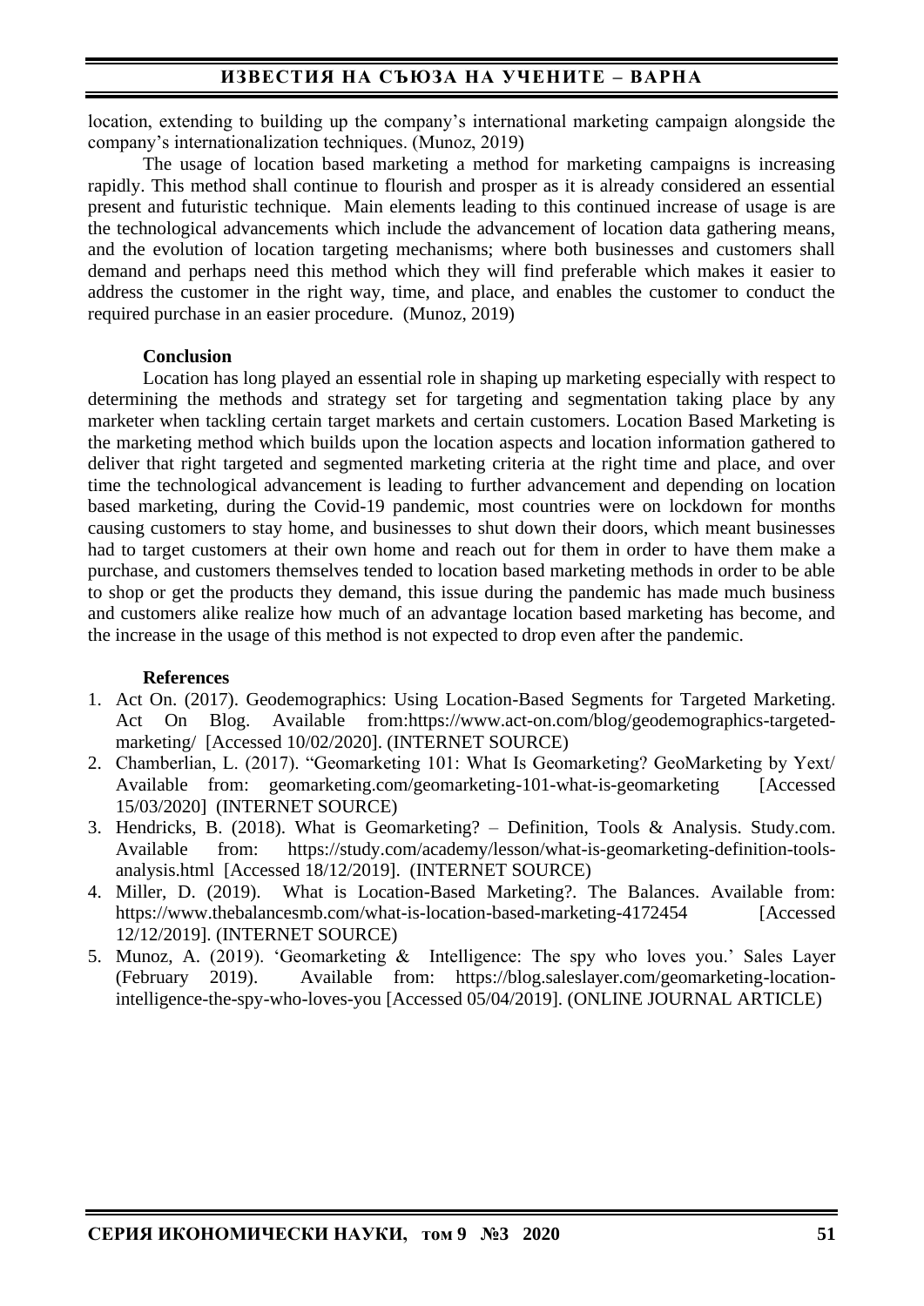location, extending to building up the company's international marketing campaign alongside the company's internationalization techniques. (Munoz, 2019)

The usage of location based marketing a method for marketing campaigns is increasing rapidly. This method shall continue to flourish and prosper as it is already considered an essential present and futuristic technique. Main elements leading to this continued increase of usage is are the technological advancements which include the advancement of location data gathering means, and the evolution of location targeting mechanisms; where both businesses and customers shall demand and perhaps need this method which they will find preferable which makes it easier to address the customer in the right way, time, and place, and enables the customer to conduct the required purchase in an easier procedure. (Munoz, 2019)

**Conclusion**

Location has long played an essential role in shaping up marketing especially with respect to determining the methods and strategy set for targeting and segmentation taking place by any marketer when tackling certain target markets and certain customers. Location Based Marketing is the marketing method which builds upon the location aspects and location information gathered to deliver that right targeted and segmented marketing criteria at the right time and place, and over time the technological advancement is leading to further advancement and depending on location based marketing, during the Covid-19 pandemic, most countries were on lockdown for months causing customers to stay home, and businesses to shut down their doors, which meant businesses had to target customers at their own home and reach out for them in order to have them make a purchase, and customers themselves tended to location based marketing methods in order to be able to shop or get the products they demand, this issue during the pandemic has made much business and customers alike realize how much of an advantage location based marketing has become, and the increase in the usage of this method is not expected to drop even after the pandemic.

**References**

1. Act On. (2017). Geodemographics: Using Location-Based Segments for Targeted Marketing. Act On Blog. Available from:https://www.act-on.com/blog/geodemographics-targeted-marketing/ [Accessed 10/02/2020]. (INTERNET SOURCE)
2. Chamberlian, L. (2017). "Geomarketing 101: What Is Geomarketing? GeoMarketing by Yext/ Available from: geomarketing.com/geomarketing-101-what-is-geomarketing [Accessed 15/03/2020] (INTERNET SOURCE)
3. Hendricks, B. (2018). What is Geomarketing? – Definition, Tools & Analysis. Study.com. Available from: https://study.com/academy/lesson/what-is-geomarketing-definition-tools-analysis.html [Accessed 18/12/2019]. (INTERNET SOURCE)
4. Miller, D. (2019). What is Location-Based Marketing?. The Balances. Available from: https://www.thebalancesmb.com/what-is-location-based-marketing-4172454 [Accessed 12/12/2019]. (INTERNET SOURCE)
5. Munoz, A. (2019). 'Geomarketing & Intelligence: The spy who loves you.' Sales Layer (February 2019). Available from: https://blog.saleslayer.com/geomarketing-location-intelligence-the-spy-who-loves-you [Accessed 05/04/2019]. (ONLINE JOURNAL ARTICLE)